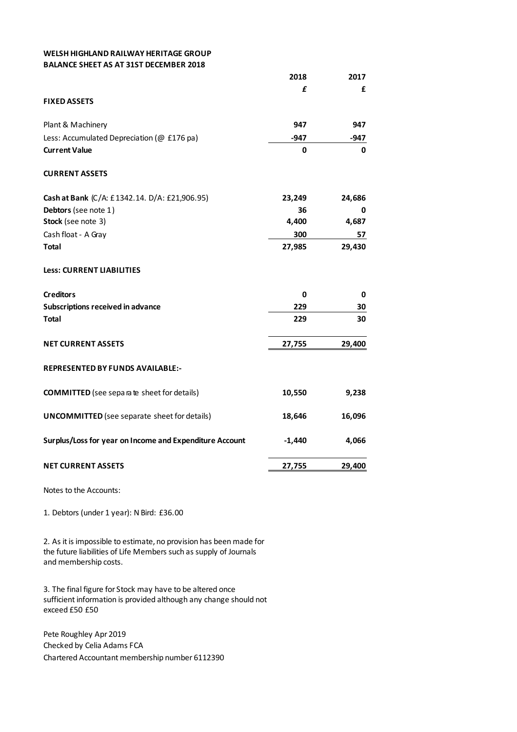**WELSH HIGHLAND RAILWAY HERITAGE GROUP**
**BALANCE SHEET AS AT 31ST DECEMBER 2018**

| | 2018 | 2017 |
|---|---|---|
| | £ | £ |
| **FIXED ASSETS** | | |
| Plant & Machinery | **947** | **947** |
| Less: Accumulated Depreciation (@ £176 pa) | **-947** | **-947** |
| **Current Value** | **0** | **0** |
| **CURRENT ASSETS** | | |
| **Cash at Bank** (C/A: £1342.14. D/A: £21,906.95) | **23,249** | **24,686** |
| **Debtors** (see note 1) | **36** | **0** |
| **Stock** (see note 3) | **4,400** | **4,687** |
| Cash float - A Gray | **300** | **57** |
| **Total** | **27,985** | **29,430** |
| **Less: CURRENT LIABILITIES** | | |
| **Creditors** | **0** | **0** |
| **Subscriptions received in advance** | **229** | **30** |
| **Total** | **229** | **30** |
| **NET CURRENT ASSETS** | **27,755** | **29,400** |
| **REPRESENTED BY FUNDS AVAILABLE:-** | | |
| **COMMITTED** (see separate sheet for details) | **10,550** | **9,238** |
| **UNCOMMITTED** (see separate sheet for details) | **18,646** | **16,096** |
| **Surplus/Loss for year on Income and Expenditure Account** | **-1,440** | **4,066** |
| **NET CURRENT ASSETS** | **27,755** | **29,400** |

Notes to the Accounts:

1. Debtors (under 1 year): N Bird: £36.00

2. As it is impossible to estimate, no provision has been made for the future liabilities of Life Members such as supply of Journals and membership costs.

3. The final figure for Stock may have to be altered once sufficient information is provided although any change should not exceed £50 £50

Pete Roughley Apr 2019
Checked by Celia Adams FCA
Chartered Accountant membership number 6112390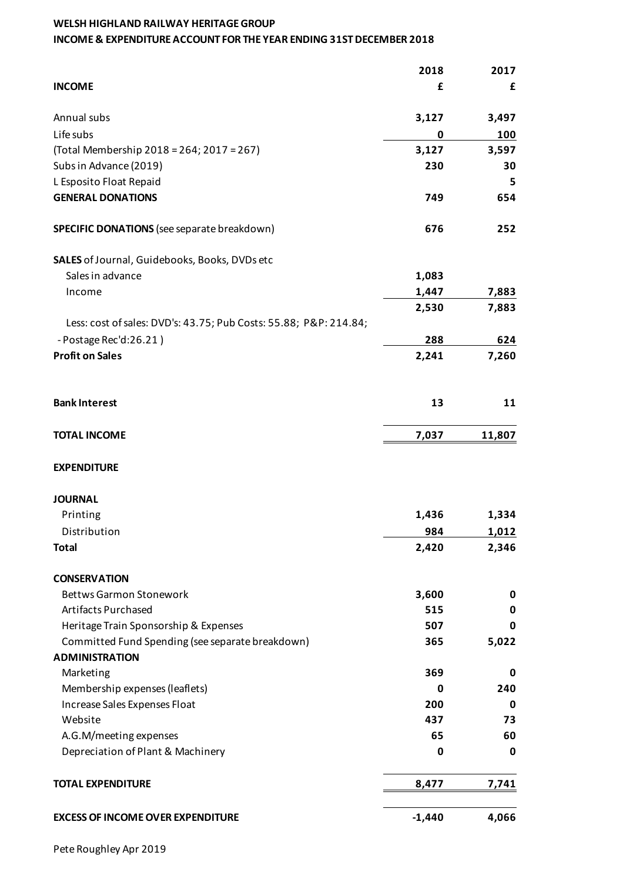**WELSH HIGHLAND RAILWAY HERITAGE GROUP**
**INCOME & EXPENDITURE ACCOUNT FOR THE YEAR ENDING 31ST DECEMBER 2018**

| | 2018 | 2017 |
|---|---|---|
| **INCOME** | **£** | **£** |
| Annual subs | 3,127 | 3,497 |
| Life subs | 0 | 100 |
| (Total Membership 2018 = 264; 2017 = 267) | 3,127 | 3,597 |
| Subs in Advance (2019) | 230 | 30 |
| L Esposito Float Repaid | | 5 |
| **GENERAL DONATIONS** | 749 | 654 |
| **SPECIFIC DONATIONS** (see separate breakdown) | 676 | 252 |
| **SALES** of Journal, Guidebooks, Books, DVDs etc | | |
| Sales in advance | 1,083 | |
| Income | 1,447 | 7,883 |
| | 2,530 | 7,883 |
| Less: cost of sales: DVD's: 43.75; Pub Costs: 55.88; P&P: 214.84; - Postage Rec'd:26.21 ) | 288 | 624 |
| **Profit on Sales** | 2,241 | 7,260 |
| **Bank Interest** | 13 | 11 |
| **TOTAL INCOME** | 7,037 | 11,807 |
| **EXPENDITURE** | | |
| **JOURNAL** | | |
| Printing | 1,436 | 1,334 |
| Distribution | 984 | 1,012 |
| **Total** | 2,420 | 2,346 |
| **CONSERVATION** | | |
| Bettws Garmon Stonework | 3,600 | 0 |
| Artifacts Purchased | 515 | 0 |
| Heritage Train Sponsorship & Expenses | 507 | 0 |
| Committed Fund Spending (see separate breakdown) | 365 | 5,022 |
| **ADMINISTRATION** | | |
| Marketing | 369 | 0 |
| Membership expenses (leaflets) | 0 | 240 |
| Increase Sales Expenses Float | 200 | 0 |
| Website | 437 | 73 |
| A.G.M/meeting expenses | 65 | 60 |
| Depreciation of Plant & Machinery | 0 | 0 |
| **TOTAL EXPENDITURE** | 8,477 | 7,741 |
| **EXCESS OF INCOME OVER EXPENDITURE** | -1,440 | 4,066 |

Pete Roughley Apr 2019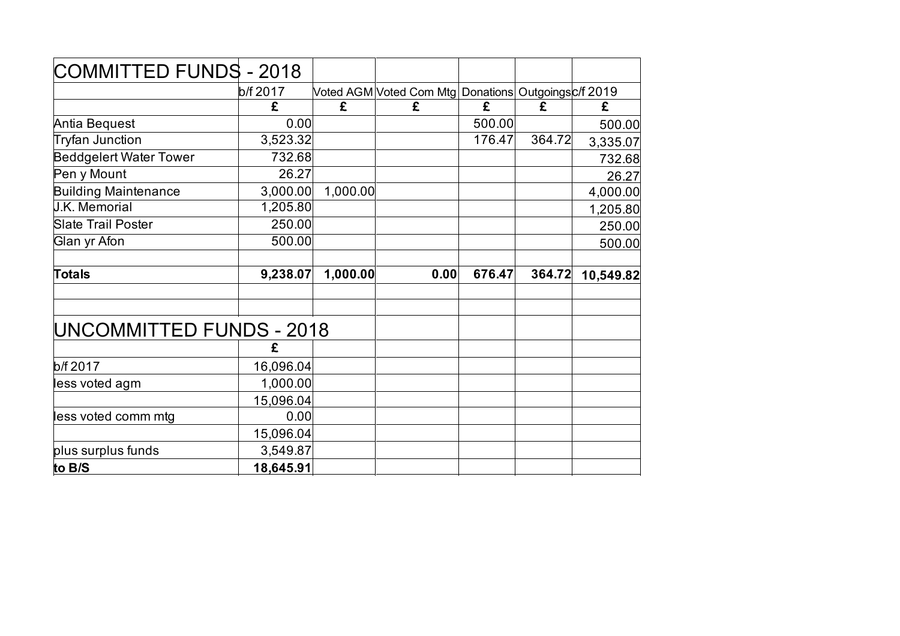## COMMITTED FUNDS - 2018

| | b/f 2017 | Voted AGM | Voted Com Mtg | Donations | Outgoings | c/f 2019 |
|---|---|---|---|---|---|---|
| | £ | £ | £ | £ | £ | £ |
| Antia Bequest | 0.00 | | | 500.00 | | 500.00 |
| Tryfan Junction | 3,523.32 | | | 176.47 | 364.72 | 3,335.07 |
| Beddgelert Water Tower | 732.68 | | | | | 732.68 |
| Pen y Mount | 26.27 | | | | | 26.27 |
| Building Maintenance | 3,000.00 | 1,000.00 | | | | 4,000.00 |
| J.K. Memorial | 1,205.80 | | | | | 1,205.80 |
| Slate Trail Poster | 250.00 | | | | | 250.00 |
| Glan yr Afon | 500.00 | | | | | 500.00 |
| | | | | | | |
| **Totals** | **9,238.07** | **1,000.00** | **0.00** | **676.47** | **364.72** | **10,549.82** |

## UNCOMMITTED FUNDS - 2018

| | £ |
|---|---|
| b/f 2017 | 16,096.04 |
| less voted agm | 1,000.00 |
| | 15,096.04 |
| less voted comm mtg | 0.00 |
| | 15,096.04 |
| plus surplus funds | 3,549.87 |
| **to B/S** | **18,645.91** |